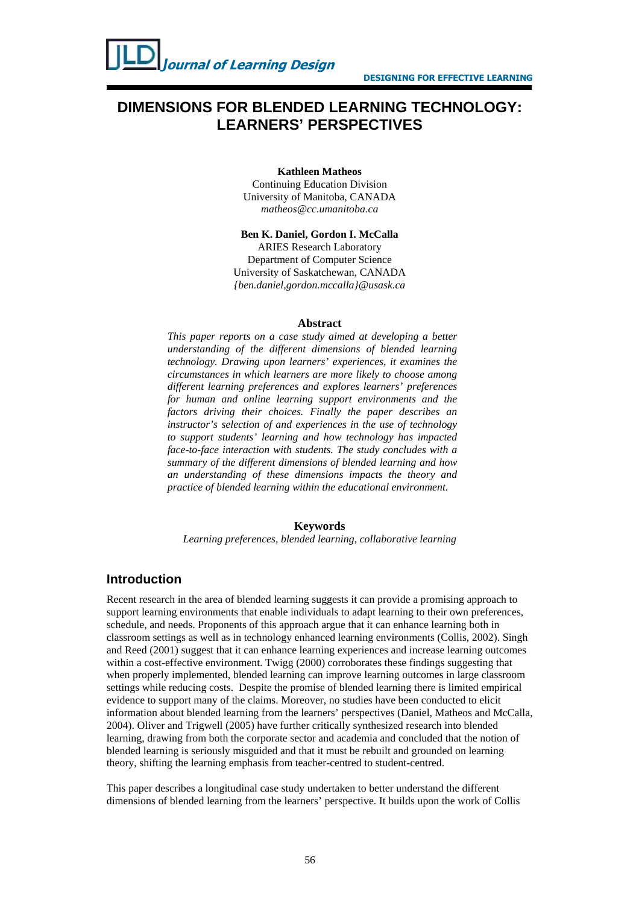# DIMENSIONS FOR BLENDED LEARNING TECHNOLOGY: LEARNERS' PERSPECTIVES

**Kathleen Matheos**
Continuing Education Division
University of Manitoba, CANADA
*matheos@cc.umanitoba.ca*

**Ben K. Daniel, Gordon I. McCalla**
ARIES Research Laboratory
Department of Computer Science
University of Saskatchewan, CANADA
*{ben.daniel,gordon.mccalla}@usask.ca*

**Abstract**

*This paper reports on a case study aimed at developing a better understanding of the different dimensions of blended learning technology. Drawing upon learners' experiences, it examines the circumstances in which learners are more likely to choose among different learning preferences and explores learners' preferences for human and online learning support environments and the factors driving their choices. Finally the paper describes an instructor's selection of and experiences in the use of technology to support students' learning and how technology has impacted face-to-face interaction with students. The study concludes with a summary of the different dimensions of blended learning and how an understanding of these dimensions impacts the theory and practice of blended learning within the educational environment.*

**Keywords**

*Learning preferences, blended learning, collaborative learning*

## Introduction

Recent research in the area of blended learning suggests it can provide a promising approach to support learning environments that enable individuals to adapt learning to their own preferences, schedule, and needs. Proponents of this approach argue that it can enhance learning both in classroom settings as well as in technology enhanced learning environments (Collis, 2002). Singh and Reed (2001) suggest that it can enhance learning experiences and increase learning outcomes within a cost-effective environment. Twigg (2000) corroborates these findings suggesting that when properly implemented, blended learning can improve learning outcomes in large classroom settings while reducing costs. Despite the promise of blended learning there is limited empirical evidence to support many of the claims. Moreover, no studies have been conducted to elicit information about blended learning from the learners' perspectives (Daniel, Matheos and McCalla, 2004). Oliver and Trigwell (2005) have further critically synthesized research into blended learning, drawing from both the corporate sector and academia and concluded that the notion of blended learning is seriously misguided and that it must be rebuilt and grounded on learning theory, shifting the learning emphasis from teacher-centred to student-centred.

This paper describes a longitudinal case study undertaken to better understand the different dimensions of blended learning from the learners' perspective. It builds upon the work of Collis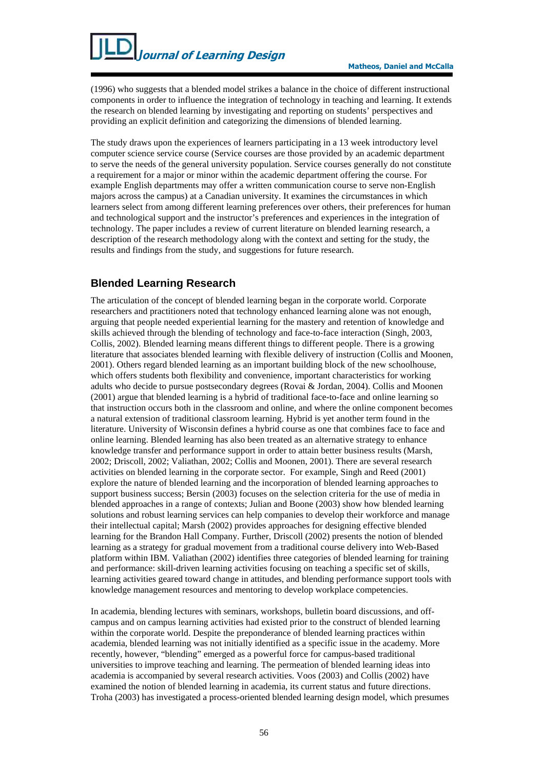(1996) who suggests that a blended model strikes a balance in the choice of different instructional components in order to influence the integration of technology in teaching and learning. It extends the research on blended learning by investigating and reporting on students' perspectives and providing an explicit definition and categorizing the dimensions of blended learning.

The study draws upon the experiences of learners participating in a 13 week introductory level computer science service course (Service courses are those provided by an academic department to serve the needs of the general university population. Service courses generally do not constitute a requirement for a major or minor within the academic department offering the course. For example English departments may offer a written communication course to serve non-English majors across the campus) at a Canadian university. It examines the circumstances in which learners select from among different learning preferences over others, their preferences for human and technological support and the instructor's preferences and experiences in the integration of technology. The paper includes a review of current literature on blended learning research, a description of the research methodology along with the context and setting for the study, the results and findings from the study, and suggestions for future research.

## Blended Learning Research

The articulation of the concept of blended learning began in the corporate world. Corporate researchers and practitioners noted that technology enhanced learning alone was not enough, arguing that people needed experiential learning for the mastery and retention of knowledge and skills achieved through the blending of technology and face-to-face interaction (Singh, 2003, Collis, 2002). Blended learning means different things to different people. There is a growing literature that associates blended learning with flexible delivery of instruction (Collis and Moonen, 2001). Others regard blended learning as an important building block of the new schoolhouse, which offers students both flexibility and convenience, important characteristics for working adults who decide to pursue postsecondary degrees (Rovai & Jordan, 2004). Collis and Moonen (2001) argue that blended learning is a hybrid of traditional face-to-face and online learning so that instruction occurs both in the classroom and online, and where the online component becomes a natural extension of traditional classroom learning. Hybrid is yet another term found in the literature. University of Wisconsin defines a hybrid course as one that combines face to face and online learning. Blended learning has also been treated as an alternative strategy to enhance knowledge transfer and performance support in order to attain better business results (Marsh, 2002; Driscoll, 2002; Valiathan, 2002; Collis and Moonen, 2001). There are several research activities on blended learning in the corporate sector. For example, Singh and Reed (2001) explore the nature of blended learning and the incorporation of blended learning approaches to support business success; Bersin (2003) focuses on the selection criteria for the use of media in blended approaches in a range of contexts; Julian and Boone (2003) show how blended learning solutions and robust learning services can help companies to develop their workforce and manage their intellectual capital; Marsh (2002) provides approaches for designing effective blended learning for the Brandon Hall Company. Further, Driscoll (2002) presents the notion of blended learning as a strategy for gradual movement from a traditional course delivery into Web-Based platform within IBM. Valiathan (2002) identifies three categories of blended learning for training and performance: skill-driven learning activities focusing on teaching a specific set of skills, learning activities geared toward change in attitudes, and blending performance support tools with knowledge management resources and mentoring to develop workplace competencies.

In academia, blending lectures with seminars, workshops, bulletin board discussions, and off-campus and on campus learning activities had existed prior to the construct of blended learning within the corporate world. Despite the preponderance of blended learning practices within academia, blended learning was not initially identified as a specific issue in the academy. More recently, however, "blending" emerged as a powerful force for campus-based traditional universities to improve teaching and learning. The permeation of blended learning ideas into academia is accompanied by several research activities. Voos (2003) and Collis (2002) have examined the notion of blended learning in academia, its current status and future directions. Troha (2003) has investigated a process-oriented blended learning design model, which presumes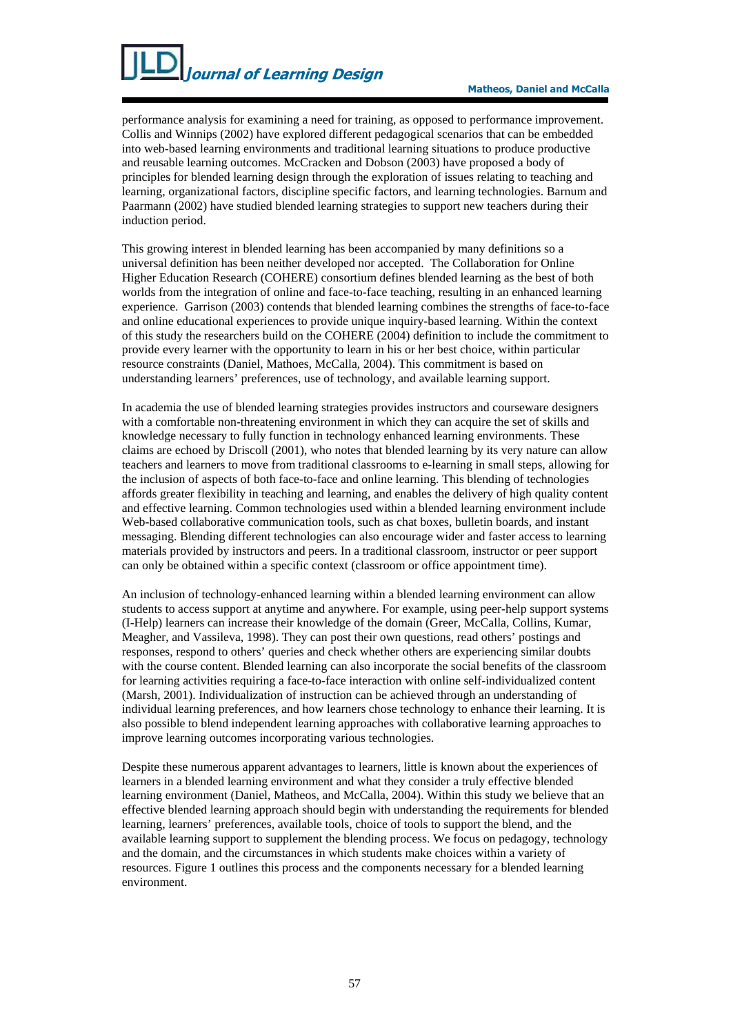performance analysis for examining a need for training, as opposed to performance improvement. Collis and Winnips (2002) have explored different pedagogical scenarios that can be embedded into web-based learning environments and traditional learning situations to produce productive and reusable learning outcomes. McCracken and Dobson (2003) have proposed a body of principles for blended learning design through the exploration of issues relating to teaching and learning, organizational factors, discipline specific factors, and learning technologies. Barnum and Paarmann (2002) have studied blended learning strategies to support new teachers during their induction period.

This growing interest in blended learning has been accompanied by many definitions so a universal definition has been neither developed nor accepted. The Collaboration for Online Higher Education Research (COHERE) consortium defines blended learning as the best of both worlds from the integration of online and face-to-face teaching, resulting in an enhanced learning experience. Garrison (2003) contends that blended learning combines the strengths of face-to-face and online educational experiences to provide unique inquiry-based learning. Within the context of this study the researchers build on the COHERE (2004) definition to include the commitment to provide every learner with the opportunity to learn in his or her best choice, within particular resource constraints (Daniel, Mathoes, McCalla, 2004). This commitment is based on understanding learners' preferences, use of technology, and available learning support.

In academia the use of blended learning strategies provides instructors and courseware designers with a comfortable non-threatening environment in which they can acquire the set of skills and knowledge necessary to fully function in technology enhanced learning environments. These claims are echoed by Driscoll (2001), who notes that blended learning by its very nature can allow teachers and learners to move from traditional classrooms to e-learning in small steps, allowing for the inclusion of aspects of both face-to-face and online learning. This blending of technologies affords greater flexibility in teaching and learning, and enables the delivery of high quality content and effective learning. Common technologies used within a blended learning environment include Web-based collaborative communication tools, such as chat boxes, bulletin boards, and instant messaging. Blending different technologies can also encourage wider and faster access to learning materials provided by instructors and peers. In a traditional classroom, instructor or peer support can only be obtained within a specific context (classroom or office appointment time).

An inclusion of technology-enhanced learning within a blended learning environment can allow students to access support at anytime and anywhere. For example, using peer-help support systems (I-Help) learners can increase their knowledge of the domain (Greer, McCalla, Collins, Kumar, Meagher, and Vassileva, 1998). They can post their own questions, read others' postings and responses, respond to others' queries and check whether others are experiencing similar doubts with the course content. Blended learning can also incorporate the social benefits of the classroom for learning activities requiring a face-to-face interaction with online self-individualized content (Marsh, 2001). Individualization of instruction can be achieved through an understanding of individual learning preferences, and how learners chose technology to enhance their learning. It is also possible to blend independent learning approaches with collaborative learning approaches to improve learning outcomes incorporating various technologies.

Despite these numerous apparent advantages to learners, little is known about the experiences of learners in a blended learning environment and what they consider a truly effective blended learning environment (Daniel, Matheos, and McCalla, 2004). Within this study we believe that an effective blended learning approach should begin with understanding the requirements for blended learning, learners' preferences, available tools, choice of tools to support the blend, and the available learning support to supplement the blending process. We focus on pedagogy, technology and the domain, and the circumstances in which students make choices within a variety of resources. Figure 1 outlines this process and the components necessary for a blended learning environment.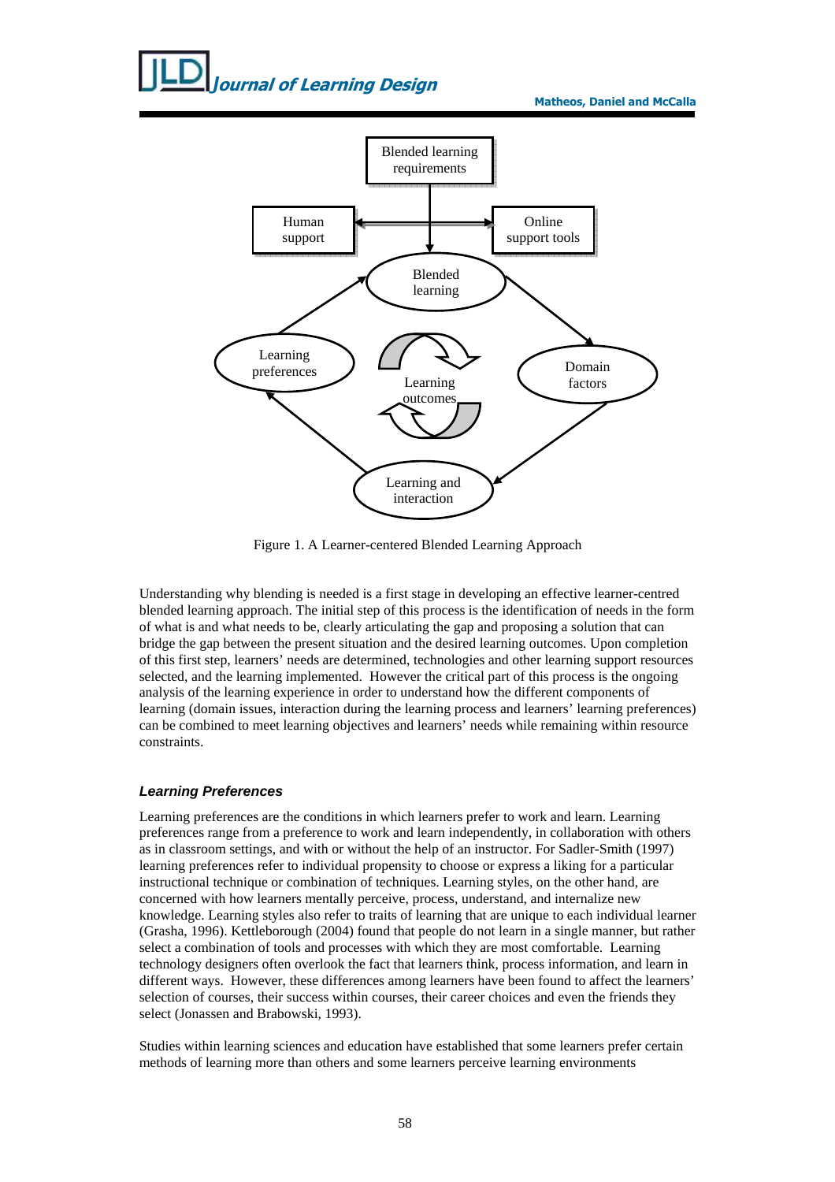Figure 1. A Learner-centered Blended Learning Approach

Understanding why blending is needed is a first stage in developing an effective learner-centred blended learning approach. The initial step of this process is the identification of needs in the form of what is and what needs to be, clearly articulating the gap and proposing a solution that can bridge the gap between the present situation and the desired learning outcomes. Upon completion of this first step, learners' needs are determined, technologies and other learning support resources selected, and the learning implemented. However the critical part of this process is the ongoing analysis of the learning experience in order to understand how the different components of learning (domain issues, interaction during the learning process and learners' learning preferences) can be combined to meet learning objectives and learners' needs while remaining within resource constraints.

### *Learning Preferences*

Learning preferences are the conditions in which learners prefer to work and learn. Learning preferences range from a preference to work and learn independently, in collaboration with others as in classroom settings, and with or without the help of an instructor. For Sadler-Smith (1997) learning preferences refer to individual propensity to choose or express a liking for a particular instructional technique or combination of techniques. Learning styles, on the other hand, are concerned with how learners mentally perceive, process, understand, and internalize new knowledge. Learning styles also refer to traits of learning that are unique to each individual learner (Grasha, 1996). Kettleborough (2004) found that people do not learn in a single manner, but rather select a combination of tools and processes with which they are most comfortable. Learning technology designers often overlook the fact that learners think, process information, and learn in different ways. However, these differences among learners have been found to affect the learners' selection of courses, their success within courses, their career choices and even the friends they select (Jonassen and Brabowski, 1993).

Studies within learning sciences and education have established that some learners prefer certain methods of learning more than others and some learners perceive learning environments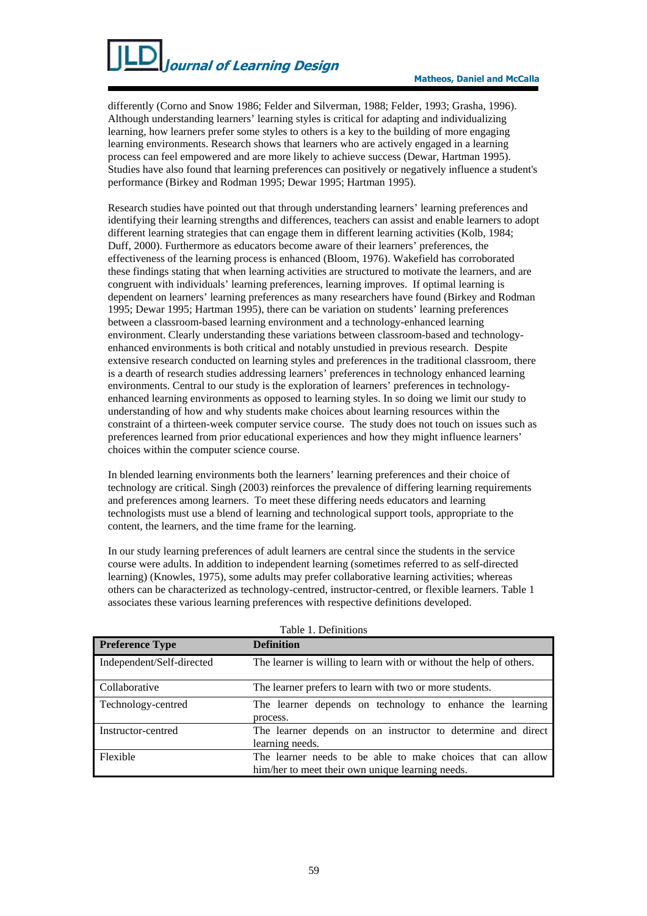differently (Corno and Snow 1986; Felder and Silverman, 1988; Felder, 1993; Grasha, 1996). Although understanding learners' learning styles is critical for adapting and individualizing learning, how learners prefer some styles to others is a key to the building of more engaging learning environments. Research shows that learners who are actively engaged in a learning process can feel empowered and are more likely to achieve success (Dewar, Hartman 1995). Studies have also found that learning preferences can positively or negatively influence a student's performance (Birkey and Rodman 1995; Dewar 1995; Hartman 1995).

Research studies have pointed out that through understanding learners' learning preferences and identifying their learning strengths and differences, teachers can assist and enable learners to adopt different learning strategies that can engage them in different learning activities (Kolb, 1984; Duff, 2000). Furthermore as educators become aware of their learners' preferences, the effectiveness of the learning process is enhanced (Bloom, 1976). Wakefield has corroborated these findings stating that when learning activities are structured to motivate the learners, and are congruent with individuals' learning preferences, learning improves. If optimal learning is dependent on learners' learning preferences as many researchers have found (Birkey and Rodman 1995; Dewar 1995; Hartman 1995), there can be variation on students' learning preferences between a classroom-based learning environment and a technology-enhanced learning environment. Clearly understanding these variations between classroom-based and technology-enhanced environments is both critical and notably unstudied in previous research. Despite extensive research conducted on learning styles and preferences in the traditional classroom, there is a dearth of research studies addressing learners' preferences in technology enhanced learning environments. Central to our study is the exploration of learners' preferences in technology-enhanced learning environments as opposed to learning styles. In so doing we limit our study to understanding of how and why students make choices about learning resources within the constraint of a thirteen-week computer service course. The study does not touch on issues such as preferences learned from prior educational experiences and how they might influence learners' choices within the computer science course.

In blended learning environments both the learners' learning preferences and their choice of technology are critical. Singh (2003) reinforces the prevalence of differing learning requirements and preferences among learners. To meet these differing needs educators and learning technologists must use a blend of learning and technological support tools, appropriate to the content, the learners, and the time frame for the learning.

In our study learning preferences of adult learners are central since the students in the service course were adults. In addition to independent learning (sometimes referred to as self-directed learning) (Knowles, 1975), some adults may prefer collaborative learning activities; whereas others can be characterized as technology-centred, instructor-centred, or flexible learners. Table 1 associates these various learning preferences with respective definitions developed.

Table 1. Definitions

| Preference Type | Definition |
|---|---|
| Independent/Self-directed | The learner is willing to learn with or without the help of others. |
| Collaborative | The learner prefers to learn with two or more students. |
| Technology-centred | The learner depends on technology to enhance the learning process. |
| Instructor-centred | The learner depends on an instructor to determine and direct learning needs. |
| Flexible | The learner needs to be able to make choices that can allow him/her to meet their own unique learning needs. |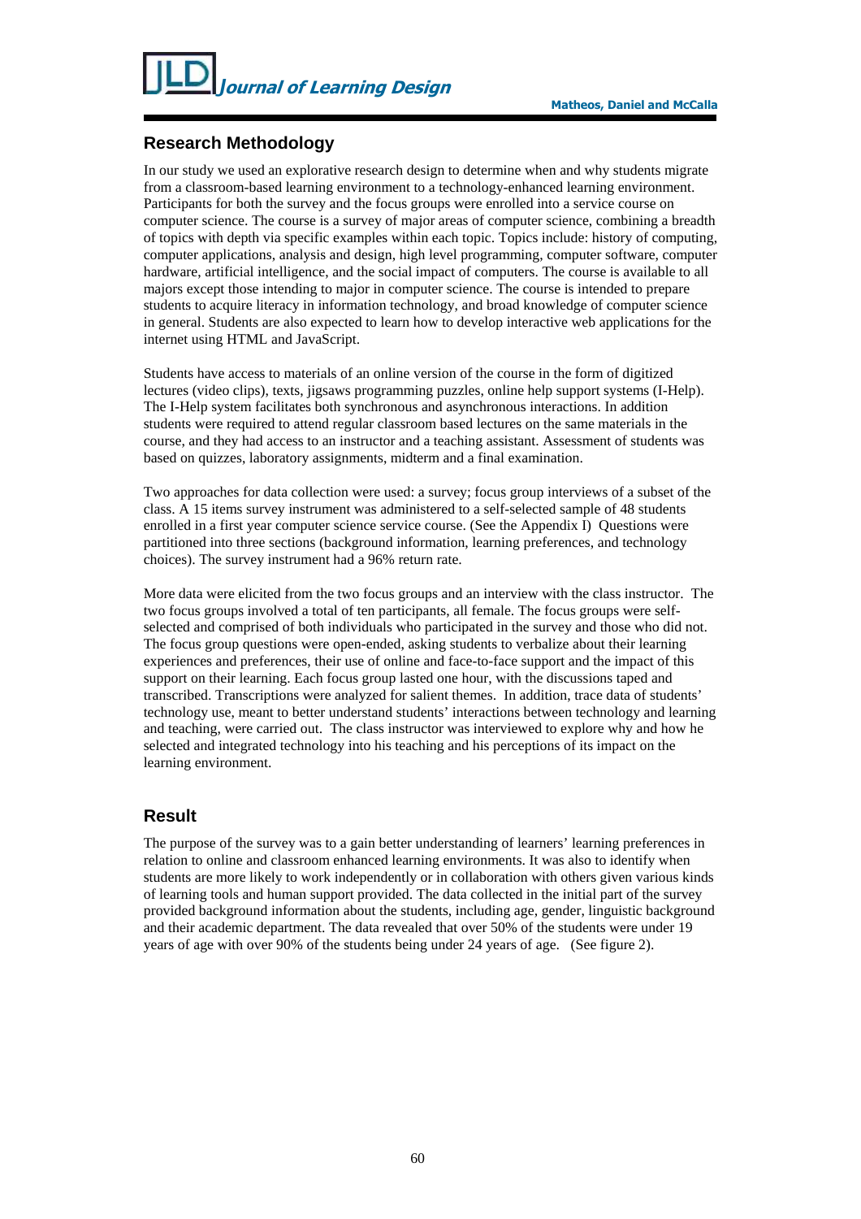## Research Methodology

In our study we used an explorative research design to determine when and why students migrate from a classroom-based learning environment to a technology-enhanced learning environment. Participants for both the survey and the focus groups were enrolled into a service course on computer science. The course is a survey of major areas of computer science, combining a breadth of topics with depth via specific examples within each topic. Topics include: history of computing, computer applications, analysis and design, high level programming, computer software, computer hardware, artificial intelligence, and the social impact of computers. The course is available to all majors except those intending to major in computer science. The course is intended to prepare students to acquire literacy in information technology, and broad knowledge of computer science in general. Students are also expected to learn how to develop interactive web applications for the internet using HTML and JavaScript.

Students have access to materials of an online version of the course in the form of digitized lectures (video clips), texts, jigsaws programming puzzles, online help support systems (I-Help). The I-Help system facilitates both synchronous and asynchronous interactions. In addition students were required to attend regular classroom based lectures on the same materials in the course, and they had access to an instructor and a teaching assistant. Assessment of students was based on quizzes, laboratory assignments, midterm and a final examination.

Two approaches for data collection were used: a survey; focus group interviews of a subset of the class. A 15 items survey instrument was administered to a self-selected sample of 48 students enrolled in a first year computer science service course. (See the Appendix I) Questions were partitioned into three sections (background information, learning preferences, and technology choices). The survey instrument had a 96% return rate.

More data were elicited from the two focus groups and an interview with the class instructor. The two focus groups involved a total of ten participants, all female. The focus groups were self-selected and comprised of both individuals who participated in the survey and those who did not. The focus group questions were open-ended, asking students to verbalize about their learning experiences and preferences, their use of online and face-to-face support and the impact of this support on their learning. Each focus group lasted one hour, with the discussions taped and transcribed. Transcriptions were analyzed for salient themes. In addition, trace data of students' technology use, meant to better understand students' interactions between technology and learning and teaching, were carried out. The class instructor was interviewed to explore why and how he selected and integrated technology into his teaching and his perceptions of its impact on the learning environment.

## Result

The purpose of the survey was to a gain better understanding of learners' learning preferences in relation to online and classroom enhanced learning environments. It was also to identify when students are more likely to work independently or in collaboration with others given various kinds of learning tools and human support provided. The data collected in the initial part of the survey provided background information about the students, including age, gender, linguistic background and their academic department. The data revealed that over 50% of the students were under 19 years of age with over 90% of the students being under 24 years of age. (See figure 2).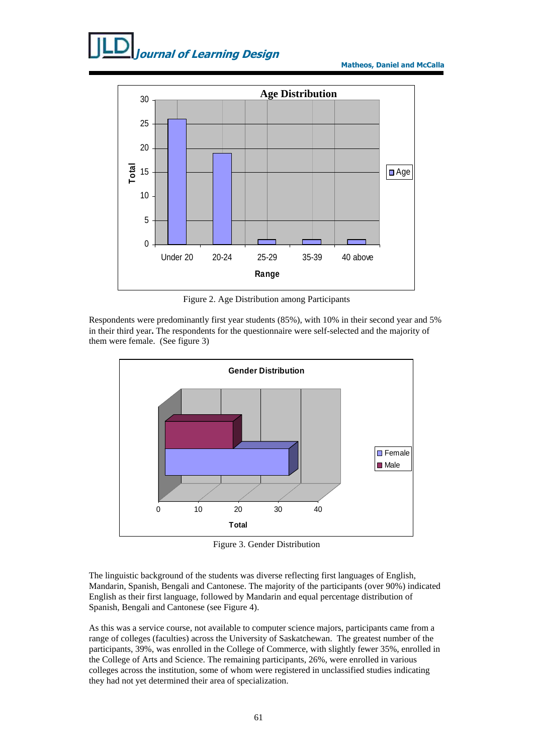Figure 2. Age Distribution among Participants

Respondents were predominantly first year students (85%), with 10% in their second year and 5% in their third year**.** The respondents for the questionnaire were self-selected and the majority of them were female. (See figure 3)

Figure 3. Gender Distribution

The linguistic background of the students was diverse reflecting first languages of English, Mandarin, Spanish, Bengali and Cantonese. The majority of the participants (over 90%) indicated English as their first language, followed by Mandarin and equal percentage distribution of Spanish, Bengali and Cantonese (see Figure 4).

As this was a service course, not available to computer science majors, participants came from a range of colleges (faculties) across the University of Saskatchewan. The greatest number of the participants, 39%, was enrolled in the College of Commerce, with slightly fewer 35%, enrolled in the College of Arts and Science. The remaining participants, 26%, were enrolled in various colleges across the institution, some of whom were registered in unclassified studies indicating they had not yet determined their area of specialization.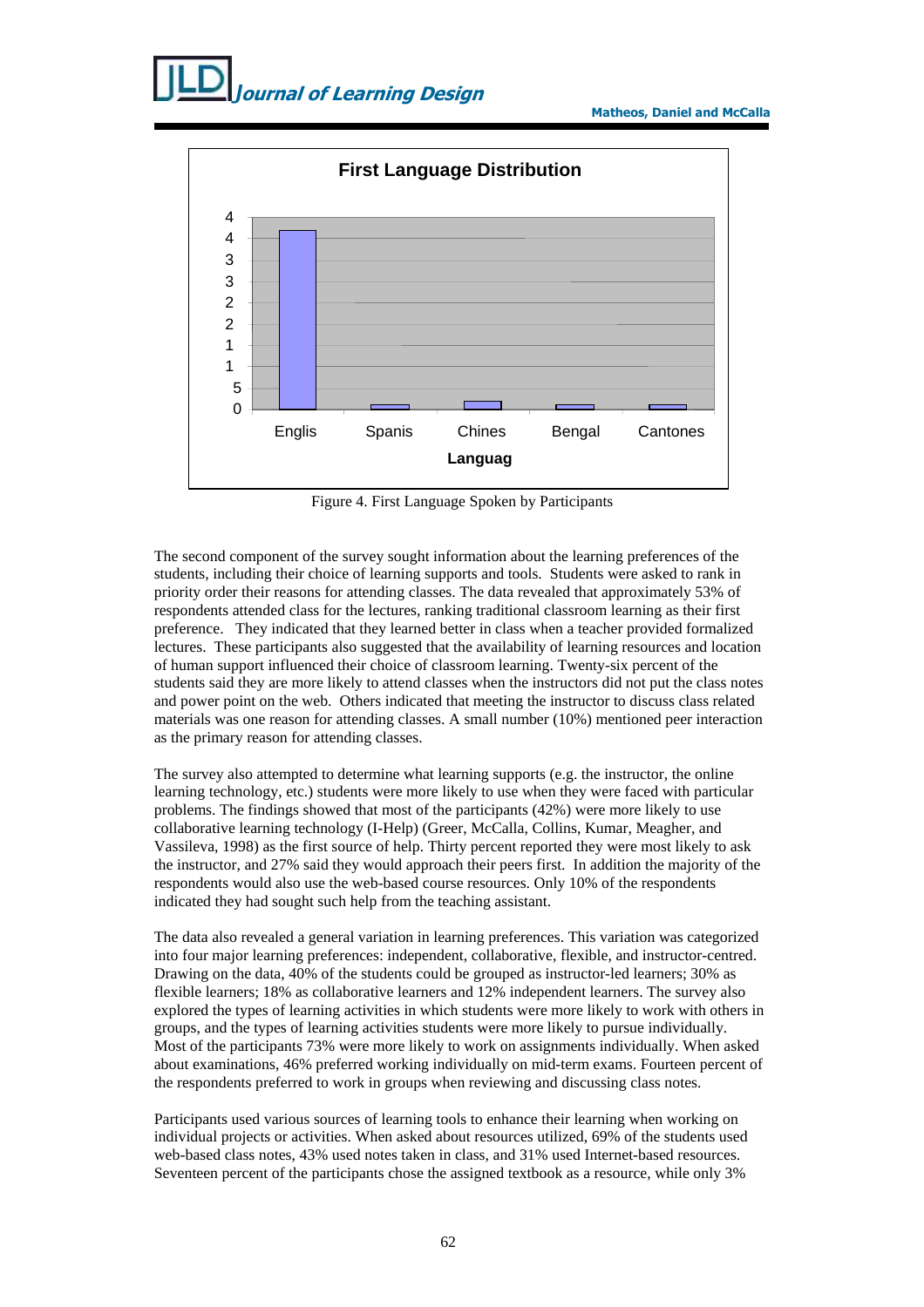Figure 4. First Language Spoken by Participants

The second component of the survey sought information about the learning preferences of the students, including their choice of learning supports and tools. Students were asked to rank in priority order their reasons for attending classes. The data revealed that approximately 53% of respondents attended class for the lectures, ranking traditional classroom learning as their first preference. They indicated that they learned better in class when a teacher provided formalized lectures. These participants also suggested that the availability of learning resources and location of human support influenced their choice of classroom learning. Twenty-six percent of the students said they are more likely to attend classes when the instructors did not put the class notes and power point on the web. Others indicated that meeting the instructor to discuss class related materials was one reason for attending classes. A small number (10%) mentioned peer interaction as the primary reason for attending classes.

The survey also attempted to determine what learning supports (e.g. the instructor, the online learning technology, etc.) students were more likely to use when they were faced with particular problems. The findings showed that most of the participants (42%) were more likely to use collaborative learning technology (I-Help) (Greer, McCalla, Collins, Kumar, Meagher, and Vassileva, 1998) as the first source of help. Thirty percent reported they were most likely to ask the instructor, and 27% said they would approach their peers first. In addition the majority of the respondents would also use the web-based course resources. Only 10% of the respondents indicated they had sought such help from the teaching assistant.

The data also revealed a general variation in learning preferences. This variation was categorized into four major learning preferences: independent, collaborative, flexible, and instructor-centred. Drawing on the data, 40% of the students could be grouped as instructor-led learners; 30% as flexible learners; 18% as collaborative learners and 12% independent learners. The survey also explored the types of learning activities in which students were more likely to work with others in groups, and the types of learning activities students were more likely to pursue individually. Most of the participants 73% were more likely to work on assignments individually. When asked about examinations, 46% preferred working individually on mid-term exams. Fourteen percent of the respondents preferred to work in groups when reviewing and discussing class notes.

Participants used various sources of learning tools to enhance their learning when working on individual projects or activities. When asked about resources utilized, 69% of the students used web-based class notes, 43% used notes taken in class, and 31% used Internet-based resources. Seventeen percent of the participants chose the assigned textbook as a resource, while only 3%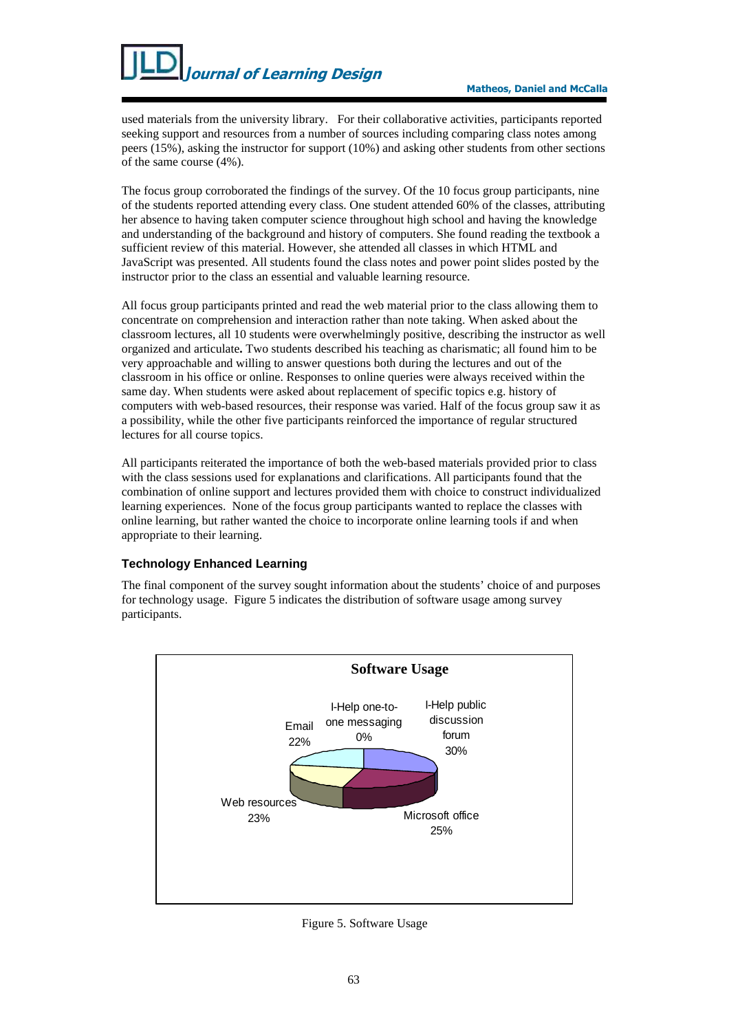used materials from the university library. For their collaborative activities, participants reported seeking support and resources from a number of sources including comparing class notes among peers (15%), asking the instructor for support (10%) and asking other students from other sections of the same course (4%).

The focus group corroborated the findings of the survey. Of the 10 focus group participants, nine of the students reported attending every class. One student attended 60% of the classes, attributing her absence to having taken computer science throughout high school and having the knowledge and understanding of the background and history of computers. She found reading the textbook a sufficient review of this material. However, she attended all classes in which HTML and JavaScript was presented. All students found the class notes and power point slides posted by the instructor prior to the class an essential and valuable learning resource.

All focus group participants printed and read the web material prior to the class allowing them to concentrate on comprehension and interaction rather than note taking. When asked about the classroom lectures, all 10 students were overwhelmingly positive, describing the instructor as well organized and articulate**.** Two students described his teaching as charismatic; all found him to be very approachable and willing to answer questions both during the lectures and out of the classroom in his office or online. Responses to online queries were always received within the same day. When students were asked about replacement of specific topics e.g. history of computers with web-based resources, their response was varied. Half of the focus group saw it as a possibility, while the other five participants reinforced the importance of regular structured lectures for all course topics.

All participants reiterated the importance of both the web-based materials provided prior to class with the class sessions used for explanations and clarifications. All participants found that the combination of online support and lectures provided them with choice to construct individualized learning experiences. None of the focus group participants wanted to replace the classes with online learning, but rather wanted the choice to incorporate online learning tools if and when appropriate to their learning.

### Technology Enhanced Learning

The final component of the survey sought information about the students' choice of and purposes for technology usage. Figure 5 indicates the distribution of software usage among survey participants.

**Software Usage**

| Software | Usage |
|---|---|
| I-Help public discussion forum | 30% |
| Microsoft office | 25% |
| Web resources | 23% |
| Email | 22% |
| I-Help one-to-one messaging | 0% |

Figure 5. Software Usage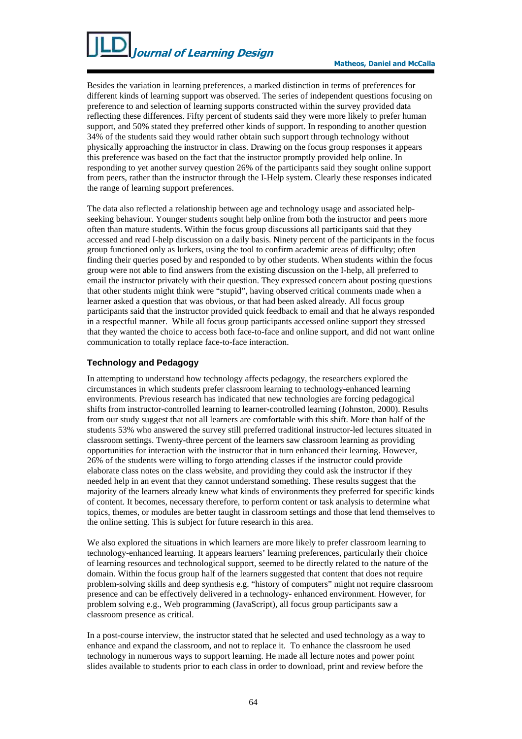Besides the variation in learning preferences, a marked distinction in terms of preferences for different kinds of learning support was observed. The series of independent questions focusing on preference to and selection of learning supports constructed within the survey provided data reflecting these differences. Fifty percent of students said they were more likely to prefer human support, and 50% stated they preferred other kinds of support. In responding to another question 34% of the students said they would rather obtain such support through technology without physically approaching the instructor in class. Drawing on the focus group responses it appears this preference was based on the fact that the instructor promptly provided help online. In responding to yet another survey question 26% of the participants said they sought online support from peers, rather than the instructor through the I-Help system. Clearly these responses indicated the range of learning support preferences.

The data also reflected a relationship between age and technology usage and associated help-seeking behaviour. Younger students sought help online from both the instructor and peers more often than mature students. Within the focus group discussions all participants said that they accessed and read I-help discussion on a daily basis. Ninety percent of the participants in the focus group functioned only as lurkers, using the tool to confirm academic areas of difficulty; often finding their queries posed by and responded to by other students. When students within the focus group were not able to find answers from the existing discussion on the I-help, all preferred to email the instructor privately with their question. They expressed concern about posting questions that other students might think were "stupid", having observed critical comments made when a learner asked a question that was obvious, or that had been asked already. All focus group participants said that the instructor provided quick feedback to email and that he always responded in a respectful manner. While all focus group participants accessed online support they stressed that they wanted the choice to access both face-to-face and online support, and did not want online communication to totally replace face-to-face interaction.

### Technology and Pedagogy

In attempting to understand how technology affects pedagogy, the researchers explored the circumstances in which students prefer classroom learning to technology-enhanced learning environments. Previous research has indicated that new technologies are forcing pedagogical shifts from instructor-controlled learning to learner-controlled learning (Johnston, 2000). Results from our study suggest that not all learners are comfortable with this shift. More than half of the students 53% who answered the survey still preferred traditional instructor-led lectures situated in classroom settings. Twenty-three percent of the learners saw classroom learning as providing opportunities for interaction with the instructor that in turn enhanced their learning. However, 26% of the students were willing to forgo attending classes if the instructor could provide elaborate class notes on the class website, and providing they could ask the instructor if they needed help in an event that they cannot understand something. These results suggest that the majority of the learners already knew what kinds of environments they preferred for specific kinds of content. It becomes, necessary therefore, to perform content or task analysis to determine what topics, themes, or modules are better taught in classroom settings and those that lend themselves to the online setting. This is subject for future research in this area.

We also explored the situations in which learners are more likely to prefer classroom learning to technology-enhanced learning. It appears learners' learning preferences, particularly their choice of learning resources and technological support, seemed to be directly related to the nature of the domain. Within the focus group half of the learners suggested that content that does not require problem-solving skills and deep synthesis e.g. "history of computers" might not require classroom presence and can be effectively delivered in a technology- enhanced environment. However, for problem solving e.g., Web programming (JavaScript), all focus group participants saw a classroom presence as critical.

In a post-course interview, the instructor stated that he selected and used technology as a way to enhance and expand the classroom, and not to replace it. To enhance the classroom he used technology in numerous ways to support learning. He made all lecture notes and power point slides available to students prior to each class in order to download, print and review before the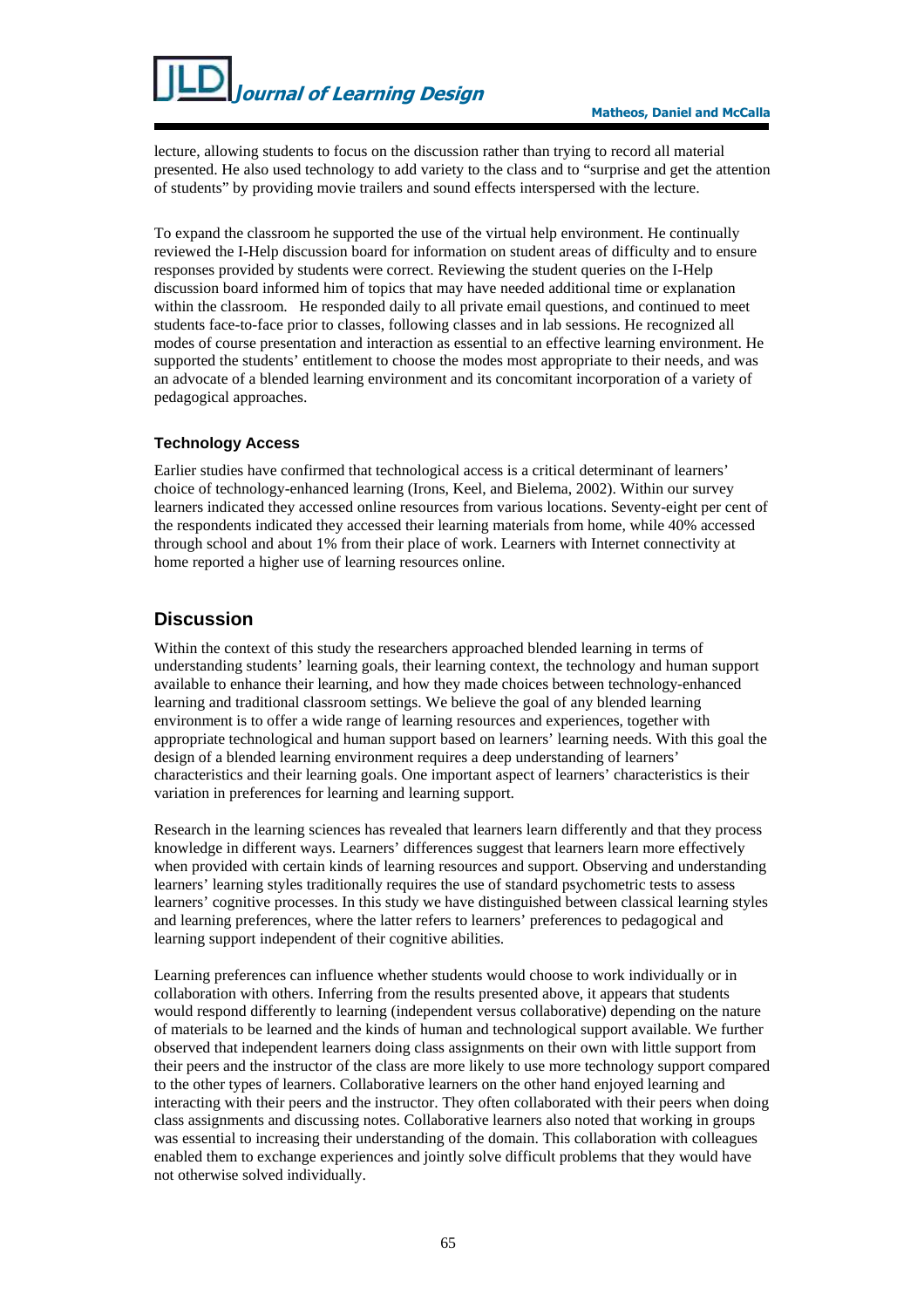lecture, allowing students to focus on the discussion rather than trying to record all material presented. He also used technology to add variety to the class and to "surprise and get the attention of students" by providing movie trailers and sound effects interspersed with the lecture.

To expand the classroom he supported the use of the virtual help environment. He continually reviewed the I-Help discussion board for information on student areas of difficulty and to ensure responses provided by students were correct. Reviewing the student queries on the I-Help discussion board informed him of topics that may have needed additional time or explanation within the classroom. He responded daily to all private email questions, and continued to meet students face-to-face prior to classes, following classes and in lab sessions. He recognized all modes of course presentation and interaction as essential to an effective learning environment. He supported the students' entitlement to choose the modes most appropriate to their needs, and was an advocate of a blended learning environment and its concomitant incorporation of a variety of pedagogical approaches.

### Technology Access

Earlier studies have confirmed that technological access is a critical determinant of learners' choice of technology-enhanced learning (Irons, Keel, and Bielema, 2002). Within our survey learners indicated they accessed online resources from various locations. Seventy-eight per cent of the respondents indicated they accessed their learning materials from home, while 40% accessed through school and about 1% from their place of work. Learners with Internet connectivity at home reported a higher use of learning resources online.

## Discussion

Within the context of this study the researchers approached blended learning in terms of understanding students' learning goals, their learning context, the technology and human support available to enhance their learning, and how they made choices between technology-enhanced learning and traditional classroom settings. We believe the goal of any blended learning environment is to offer a wide range of learning resources and experiences, together with appropriate technological and human support based on learners' learning needs. With this goal the design of a blended learning environment requires a deep understanding of learners' characteristics and their learning goals. One important aspect of learners' characteristics is their variation in preferences for learning and learning support.

Research in the learning sciences has revealed that learners learn differently and that they process knowledge in different ways. Learners' differences suggest that learners learn more effectively when provided with certain kinds of learning resources and support. Observing and understanding learners' learning styles traditionally requires the use of standard psychometric tests to assess learners' cognitive processes. In this study we have distinguished between classical learning styles and learning preferences, where the latter refers to learners' preferences to pedagogical and learning support independent of their cognitive abilities.

Learning preferences can influence whether students would choose to work individually or in collaboration with others. Inferring from the results presented above, it appears that students would respond differently to learning (independent versus collaborative) depending on the nature of materials to be learned and the kinds of human and technological support available. We further observed that independent learners doing class assignments on their own with little support from their peers and the instructor of the class are more likely to use more technology support compared to the other types of learners. Collaborative learners on the other hand enjoyed learning and interacting with their peers and the instructor. They often collaborated with their peers when doing class assignments and discussing notes. Collaborative learners also noted that working in groups was essential to increasing their understanding of the domain. This collaboration with colleagues enabled them to exchange experiences and jointly solve difficult problems that they would have not otherwise solved individually.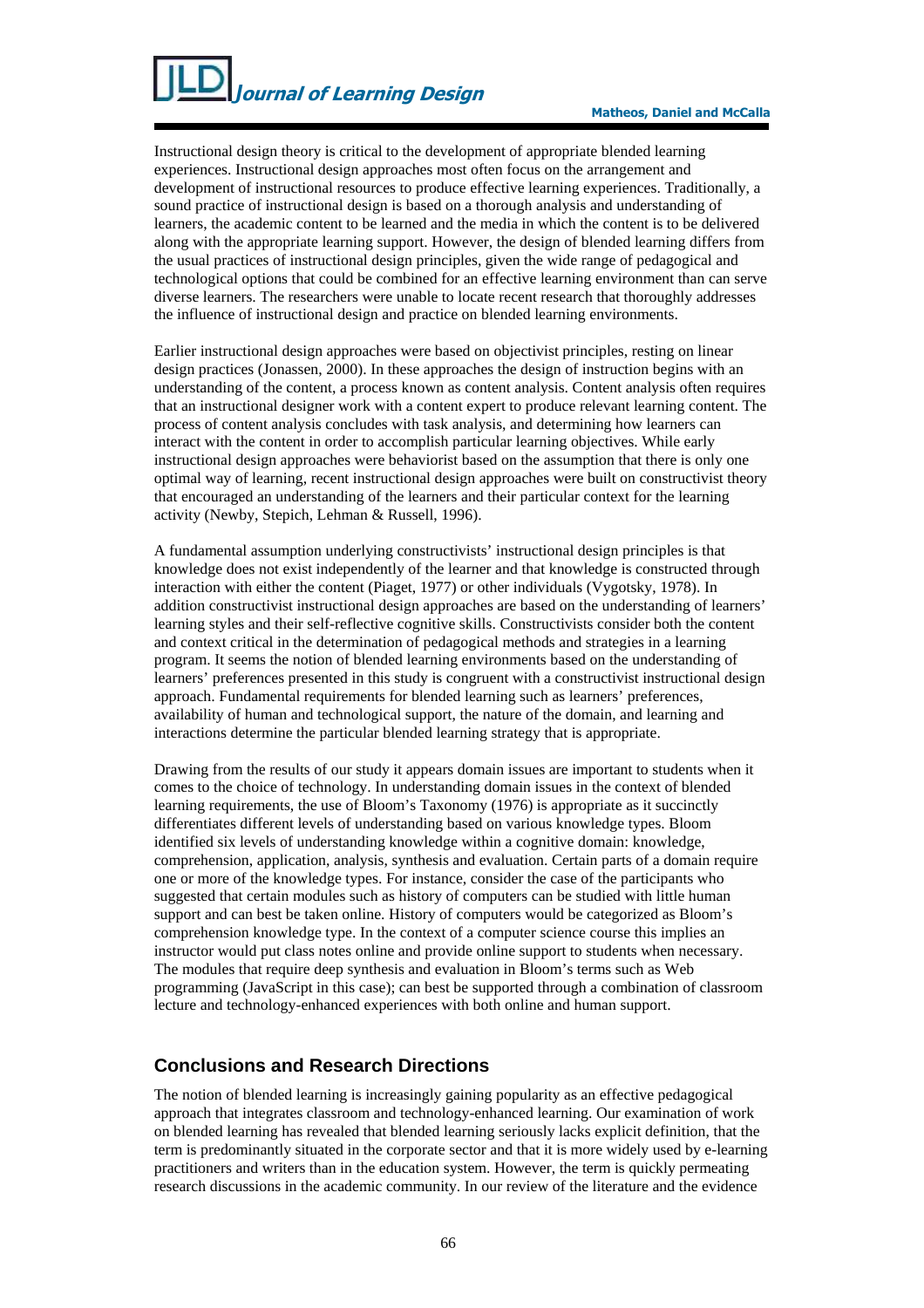Instructional design theory is critical to the development of appropriate blended learning experiences. Instructional design approaches most often focus on the arrangement and development of instructional resources to produce effective learning experiences. Traditionally, a sound practice of instructional design is based on a thorough analysis and understanding of learners, the academic content to be learned and the media in which the content is to be delivered along with the appropriate learning support. However, the design of blended learning differs from the usual practices of instructional design principles, given the wide range of pedagogical and technological options that could be combined for an effective learning environment than can serve diverse learners. The researchers were unable to locate recent research that thoroughly addresses the influence of instructional design and practice on blended learning environments.

Earlier instructional design approaches were based on objectivist principles, resting on linear design practices (Jonassen, 2000). In these approaches the design of instruction begins with an understanding of the content, a process known as content analysis. Content analysis often requires that an instructional designer work with a content expert to produce relevant learning content. The process of content analysis concludes with task analysis, and determining how learners can interact with the content in order to accomplish particular learning objectives. While early instructional design approaches were behaviorist based on the assumption that there is only one optimal way of learning, recent instructional design approaches were built on constructivist theory that encouraged an understanding of the learners and their particular context for the learning activity (Newby, Stepich, Lehman & Russell, 1996).

A fundamental assumption underlying constructivists' instructional design principles is that knowledge does not exist independently of the learner and that knowledge is constructed through interaction with either the content (Piaget, 1977) or other individuals (Vygotsky, 1978). In addition constructivist instructional design approaches are based on the understanding of learners' learning styles and their self-reflective cognitive skills. Constructivists consider both the content and context critical in the determination of pedagogical methods and strategies in a learning program. It seems the notion of blended learning environments based on the understanding of learners' preferences presented in this study is congruent with a constructivist instructional design approach. Fundamental requirements for blended learning such as learners' preferences, availability of human and technological support, the nature of the domain, and learning and interactions determine the particular blended learning strategy that is appropriate.

Drawing from the results of our study it appears domain issues are important to students when it comes to the choice of technology. In understanding domain issues in the context of blended learning requirements, the use of Bloom's Taxonomy (1976) is appropriate as it succinctly differentiates different levels of understanding based on various knowledge types. Bloom identified six levels of understanding knowledge within a cognitive domain: knowledge, comprehension, application, analysis, synthesis and evaluation. Certain parts of a domain require one or more of the knowledge types. For instance, consider the case of the participants who suggested that certain modules such as history of computers can be studied with little human support and can best be taken online. History of computers would be categorized as Bloom's comprehension knowledge type. In the context of a computer science course this implies an instructor would put class notes online and provide online support to students when necessary. The modules that require deep synthesis and evaluation in Bloom's terms such as Web programming (JavaScript in this case); can best be supported through a combination of classroom lecture and technology-enhanced experiences with both online and human support.

## Conclusions and Research Directions

The notion of blended learning is increasingly gaining popularity as an effective pedagogical approach that integrates classroom and technology-enhanced learning. Our examination of work on blended learning has revealed that blended learning seriously lacks explicit definition, that the term is predominantly situated in the corporate sector and that it is more widely used by e-learning practitioners and writers than in the education system. However, the term is quickly permeating research discussions in the academic community. In our review of the literature and the evidence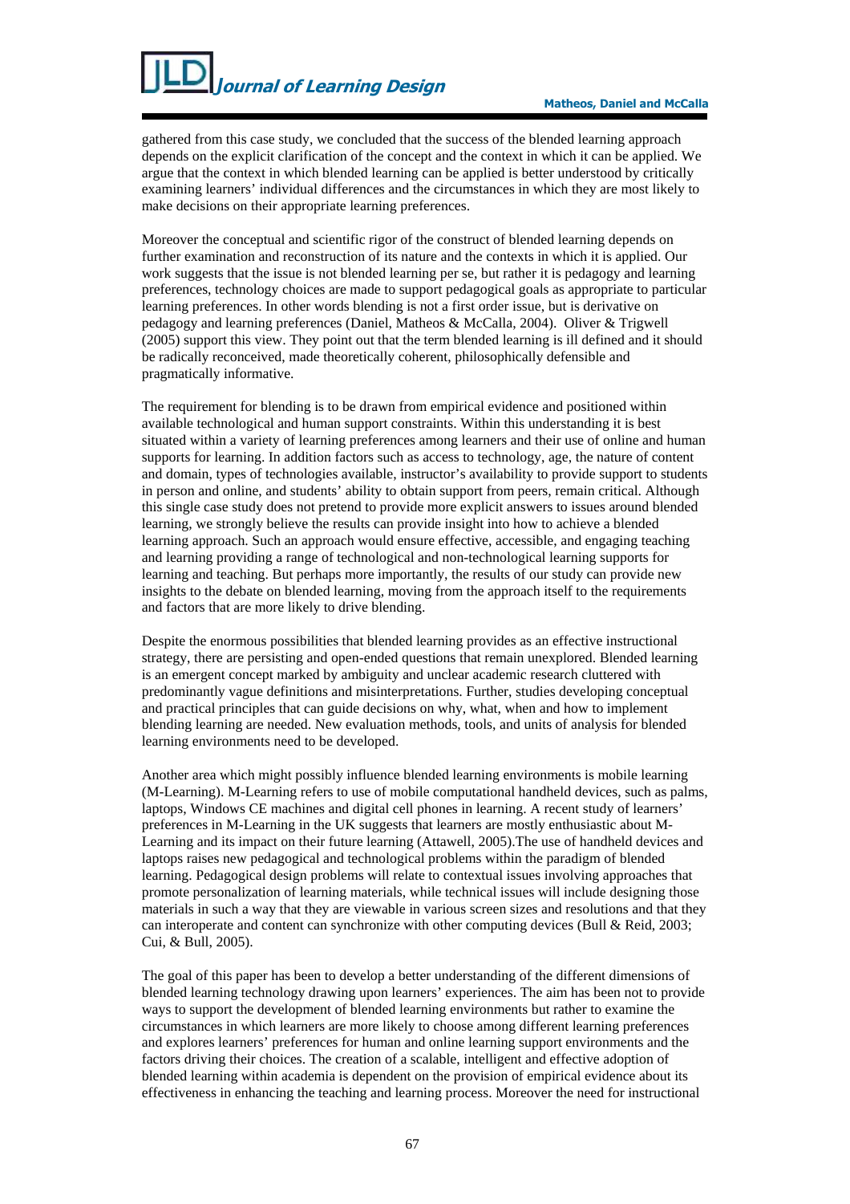gathered from this case study, we concluded that the success of the blended learning approach depends on the explicit clarification of the concept and the context in which it can be applied. We argue that the context in which blended learning can be applied is better understood by critically examining learners' individual differences and the circumstances in which they are most likely to make decisions on their appropriate learning preferences.

Moreover the conceptual and scientific rigor of the construct of blended learning depends on further examination and reconstruction of its nature and the contexts in which it is applied. Our work suggests that the issue is not blended learning per se, but rather it is pedagogy and learning preferences, technology choices are made to support pedagogical goals as appropriate to particular learning preferences. In other words blending is not a first order issue, but is derivative on pedagogy and learning preferences (Daniel, Matheos & McCalla, 2004). Oliver & Trigwell (2005) support this view. They point out that the term blended learning is ill defined and it should be radically reconceived, made theoretically coherent, philosophically defensible and pragmatically informative.

The requirement for blending is to be drawn from empirical evidence and positioned within available technological and human support constraints. Within this understanding it is best situated within a variety of learning preferences among learners and their use of online and human supports for learning. In addition factors such as access to technology, age, the nature of content and domain, types of technologies available, instructor's availability to provide support to students in person and online, and students' ability to obtain support from peers, remain critical. Although this single case study does not pretend to provide more explicit answers to issues around blended learning, we strongly believe the results can provide insight into how to achieve a blended learning approach. Such an approach would ensure effective, accessible, and engaging teaching and learning providing a range of technological and non-technological learning supports for learning and teaching. But perhaps more importantly, the results of our study can provide new insights to the debate on blended learning, moving from the approach itself to the requirements and factors that are more likely to drive blending.

Despite the enormous possibilities that blended learning provides as an effective instructional strategy, there are persisting and open-ended questions that remain unexplored. Blended learning is an emergent concept marked by ambiguity and unclear academic research cluttered with predominantly vague definitions and misinterpretations. Further, studies developing conceptual and practical principles that can guide decisions on why, what, when and how to implement blending learning are needed. New evaluation methods, tools, and units of analysis for blended learning environments need to be developed.

Another area which might possibly influence blended learning environments is mobile learning (M-Learning). M-Learning refers to use of mobile computational handheld devices, such as palms, laptops, Windows CE machines and digital cell phones in learning. A recent study of learners' preferences in M-Learning in the UK suggests that learners are mostly enthusiastic about M-Learning and its impact on their future learning (Attawell, 2005).The use of handheld devices and laptops raises new pedagogical and technological problems within the paradigm of blended learning. Pedagogical design problems will relate to contextual issues involving approaches that promote personalization of learning materials, while technical issues will include designing those materials in such a way that they are viewable in various screen sizes and resolutions and that they can interoperate and content can synchronize with other computing devices (Bull & Reid, 2003; Cui, & Bull, 2005).

The goal of this paper has been to develop a better understanding of the different dimensions of blended learning technology drawing upon learners' experiences. The aim has been not to provide ways to support the development of blended learning environments but rather to examine the circumstances in which learners are more likely to choose among different learning preferences and explores learners' preferences for human and online learning support environments and the factors driving their choices. The creation of a scalable, intelligent and effective adoption of blended learning within academia is dependent on the provision of empirical evidence about its effectiveness in enhancing the teaching and learning process. Moreover the need for instructional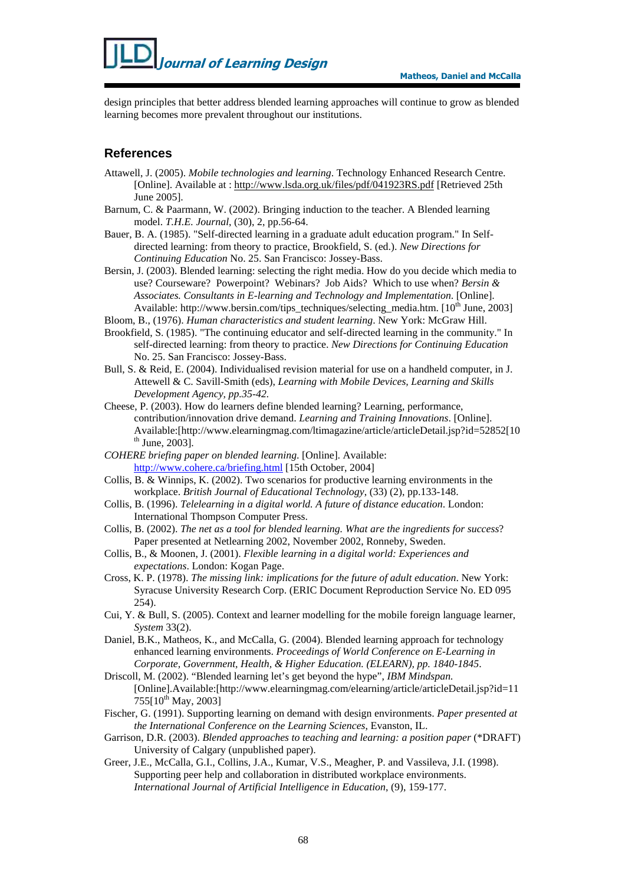design principles that better address blended learning approaches will continue to grow as blended learning becomes more prevalent throughout our institutions.

## References

Attawell, J. (2005). *Mobile technologies and learning*. Technology Enhanced Research Centre. [Online]. Available at : http://www.lsda.org.uk/files/pdf/041923RS.pdf [Retrieved 25th June 2005].

Barnum, C. & Paarmann, W. (2002). Bringing induction to the teacher. A Blended learning model. *T.H.E. Journal*, (30), 2, pp.56-64.

Bauer, B. A. (1985). "Self-directed learning in a graduate adult education program." In Self-directed learning: from theory to practice, Brookfield, S. (ed.). *New Directions for Continuing Education* No. 25. San Francisco: Jossey-Bass.

Bersin, J. (2003). Blended learning: selecting the right media. How do you decide which media to use? Courseware? Powerpoint? Webinars? Job Aids? Which to use when? *Bersin & Associates. Consultants in E-learning and Technology and Implementation*. [Online]. Available: http://www.bersin.com/tips_techniques/selecting_media.htm. [10th June, 2003]

Bloom, B., (1976). *Human characteristics and student learning*. New York: McGraw Hill.

Brookfield, S. (1985). "The continuing educator and self-directed learning in the community." In self-directed learning: from theory to practice. *New Directions for Continuing Education* No. 25. San Francisco: Jossey-Bass.

Bull, S. & Reid, E. (2004). Individualised revision material for use on a handheld computer, in J. Attewell & C. Savill-Smith (eds), *Learning with Mobile Devices, Learning and Skills Development Agency, pp.35-42.*

Cheese, P. (2003). How do learners define blended learning? Learning, performance, contribution/innovation drive demand. *Learning and Training Innovations*. [Online]. Available:[http://www.elearningmag.com/ltimagazine/article/articleDetail.jsp?id=52852[10th June, 2003].

*COHERE briefing paper on blended learning*. [Online]. Available: http://www.cohere.ca/briefing.html [15th October, 2004]

Collis, B. & Winnips, K. (2002). Two scenarios for productive learning environments in the workplace. *British Journal of Educational Technology*, (33) (2), pp.133-148.

Collis, B. (1996). *Telelearning in a digital world. A future of distance education*. London: International Thompson Computer Press.

Collis, B. (2002). *The net as a tool for blended learning. What are the ingredients for success*? Paper presented at Netlearning 2002, November 2002, Ronneby, Sweden.

Collis, B., & Moonen, J. (2001). *Flexible learning in a digital world: Experiences and expectations*. London: Kogan Page.

Cross, K. P. (1978). *The missing link: implications for the future of adult education*. New York: Syracuse University Research Corp. (ERIC Document Reproduction Service No. ED 095 254).

Cui, Y. & Bull, S. (2005). Context and learner modelling for the mobile foreign language learner, *System* 33(2).

Daniel, B.K., Matheos, K., and McCalla, G. (2004). Blended learning approach for technology enhanced learning environments. *Proceedings of World Conference on E-Learning in Corporate, Government, Health, & Higher Education. (ELEARN), pp. 1840-1845*.

Driscoll, M. (2002). "Blended learning let's get beyond the hype", *IBM Mindspan*. [Online].Available:[http://www.elearningmag.com/elearning/article/articleDetail.jsp?id=11755[10th May, 2003]

Fischer, G. (1991). Supporting learning on demand with design environments. *Paper presented at the International Conference on the Learning Sciences*, Evanston, IL.

Garrison, D.R. (2003). *Blended approaches to teaching and learning: a position paper* (*DRAFT) University of Calgary (unpublished paper).

Greer, J.E., McCalla, G.I., Collins, J.A., Kumar, V.S., Meagher, P. and Vassileva, J.I. (1998). Supporting peer help and collaboration in distributed workplace environments. *International Journal of Artificial Intelligence in Education*, (9), 159-177.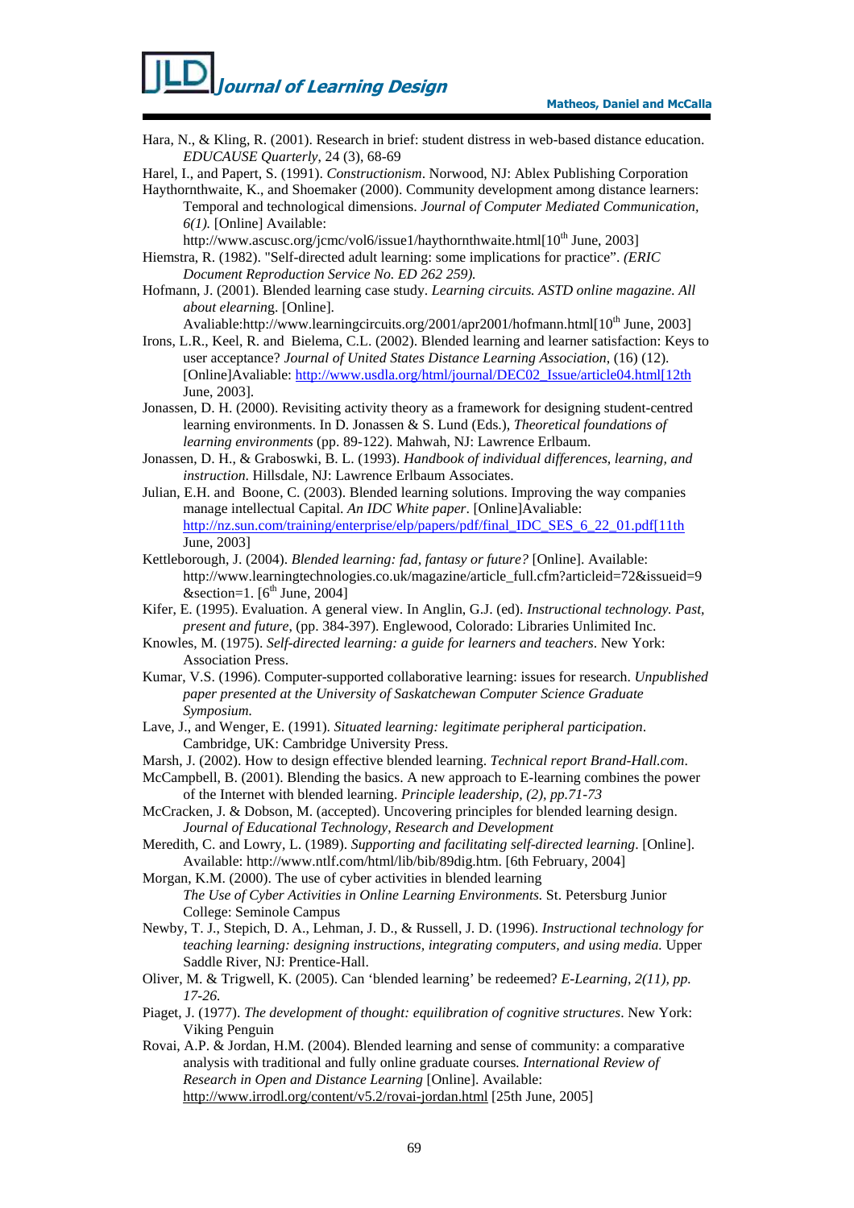Hara, N., & Kling, R. (2001). Research in brief: student distress in web-based distance education. *EDUCAUSE Quarterly*, 24 (3), 68-69

Harel, I., and Papert, S. (1991). *Constructionism*. Norwood, NJ: Ablex Publishing Corporation

Haythornthwaite, K., and Shoemaker (2000). Community development among distance learners: Temporal and technological dimensions. *Journal of Computer Mediated Communication, 6(1).* [Online] Available: http://www.ascusc.org/jcmc/vol6/issue1/haythornthwaite.html[10th June, 2003]

Hiemstra, R. (1982). "Self-directed adult learning: some implications for practice". *(ERIC Document Reproduction Service No. ED 262 259).*

Hofmann, J. (2001). Blended learning case study. *Learning circuits. ASTD online magazine. All about elearning.* [Online]. Avaliable:http://www.learningcircuits.org/2001/apr2001/hofmann.html[10th June, 2003]

Irons, L.R., Keel, R. and Bielema, C.L. (2002). Blended learning and learner satisfaction: Keys to user acceptance? *Journal of United States Distance Learning Association*, (16) (12). [Online]Avaliable: http://www.usdla.org/html/journal/DEC02_Issue/article04.html[12th June, 2003].

Jonassen, D. H. (2000). Revisiting activity theory as a framework for designing student-centred learning environments. In D. Jonassen & S. Lund (Eds.), *Theoretical foundations of learning environments* (pp. 89-122). Mahwah, NJ: Lawrence Erlbaum.

Jonassen, D. H., & Graboswki, B. L. (1993). *Handbook of individual differences, learning, and instruction*. Hillsdale, NJ: Lawrence Erlbaum Associates.

Julian, E.H. and Boone, C. (2003). Blended learning solutions. Improving the way companies manage intellectual Capital. *An IDC White paper*. [Online]Avaliable: http://nz.sun.com/training/enterprise/elp/papers/pdf/final_IDC_SES_6_22_01.pdf[11th June, 2003]

Kettleborough, J. (2004). *Blended learning: fad, fantasy or future?* [Online]. Available: http://www.learningtechnologies.co.uk/magazine/article_full.cfm?articleid=72&issueid=9&section=1. [6th June, 2004]

Kifer, E. (1995). Evaluation. A general view. In Anglin, G.J. (ed). *Instructional technology. Past, present and future*, (pp. 384-397). Englewood, Colorado: Libraries Unlimited Inc.

Knowles, M. (1975). *Self-directed learning: a guide for learners and teachers*. New York: Association Press.

Kumar, V.S. (1996). Computer-supported collaborative learning: issues for research. *Unpublished paper presented at the University of Saskatchewan Computer Science Graduate Symposium.*

Lave, J., and Wenger, E. (1991). *Situated learning: legitimate peripheral participation*. Cambridge, UK: Cambridge University Press.

Marsh, J. (2002). How to design effective blended learning. *Technical report Brand-Hall.com*.

McCampbell, B. (2001). Blending the basics. A new approach to E-learning combines the power of the Internet with blended learning. *Principle leadership, (2), pp.71-73*

McCracken, J. & Dobson, M. (accepted). Uncovering principles for blended learning design. *Journal of Educational Technology, Research and Development*

Meredith, C. and Lowry, L. (1989). *Supporting and facilitating self-directed learning*. [Online]. Available: http://www.ntlf.com/html/lib/bib/89dig.htm. [6th February, 2004]

Morgan, K.M. (2000). The use of cyber activities in blended learning *The Use of Cyber Activities in Online Learning Environments.* St. Petersburg Junior College: Seminole Campus

Newby, T. J., Stepich, D. A., Lehman, J. D., & Russell, J. D. (1996). *Instructional technology for teaching learning: designing instructions, integrating computers, and using media.* Upper Saddle River, NJ: Prentice-Hall.

Oliver, M. & Trigwell, K. (2005). Can 'blended learning' be redeemed? *E-Learning, 2(11), pp. 17-26.*

Piaget, J. (1977). *The development of thought: equilibration of cognitive structures*. New York: Viking Penguin

Rovai, A.P. & Jordan, H.M. (2004). Blended learning and sense of community: a comparative analysis with traditional and fully online graduate courses*. International Review of Research in Open and Distance Learning* [Online]. Available: http://www.irrodl.org/content/v5.2/rovai-jordan.html [25th June, 2005]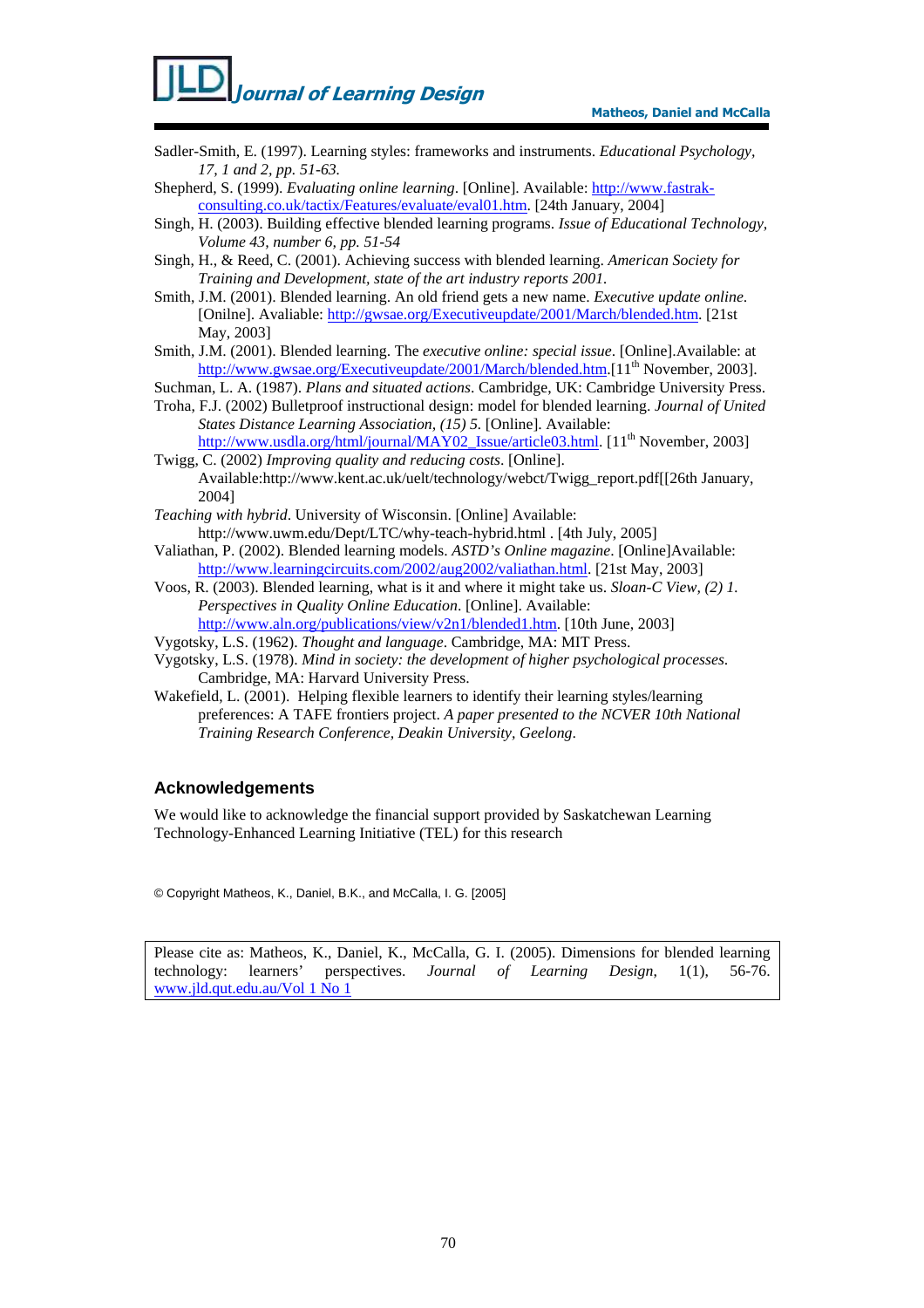Sadler-Smith, E. (1997). Learning styles: frameworks and instruments. *Educational Psychology, 17, 1 and 2, pp. 51-63.*

Shepherd, S. (1999). *Evaluating online learning*. [Online]. Available: http://www.fastrak-consulting.co.uk/tactix/Features/evaluate/eval01.htm. [24th January, 2004]

Singh, H. (2003). Building effective blended learning programs. *Issue of Educational Technology, Volume 43, number 6, pp. 51-54*

Singh, H., & Reed, C. (2001). Achieving success with blended learning. *American Society for Training and Development, state of the art industry reports 2001.*

Smith, J.M. (2001). Blended learning. An old friend gets a new name. *Executive update online*. [Onilne]. Avaliable: http://gwsae.org/Executiveupdate/2001/March/blended.htm. [21st May, 2003]

Smith, J.M. (2001). Blended learning. The *executive online: special issue*. [Online].Available: at http://www.gwsae.org/Executiveupdate/2001/March/blended.htm.[11th November, 2003].

Suchman, L. A. (1987). *Plans and situated actions*. Cambridge, UK: Cambridge University Press.

Troha, F.J. (2002) Bulletproof instructional design: model for blended learning. *Journal of United States Distance Learning Association, (15) 5.* [Online]. Available: http://www.usdla.org/html/journal/MAY02_Issue/article03.html. [11th November, 2003]

Twigg, C. (2002) *Improving quality and reducing costs*. [Online]. Available:http://www.kent.ac.uk/uelt/technology/webct/Twigg_report.pdf[[26th January, 2004]

*Teaching with hybrid*. University of Wisconsin. [Online] Available: http://www.uwm.edu/Dept/LTC/why-teach-hybrid.html . [4th July, 2005]

Valiathan, P. (2002). Blended learning models. *ASTD's Online magazine*. [Online]Available: http://www.learningcircuits.com/2002/aug2002/valiathan.html. [21st May, 2003]

Voos, R. (2003). Blended learning, what is it and where it might take us. *Sloan-C View, (2) 1. Perspectives in Quality Online Education*. [Online]. Available: http://www.aln.org/publications/view/v2n1/blended1.htm. [10th June, 2003]

Vygotsky, L.S. (1962). *Thought and language*. Cambridge, MA: MIT Press.

Vygotsky, L.S. (1978). *Mind in society: the development of higher psychological processes*. Cambridge, MA: Harvard University Press.

Wakefield, L. (2001). Helping flexible learners to identify their learning styles/learning preferences: A TAFE frontiers project. *A paper presented to the NCVER 10th National Training Research Conference, Deakin University, Geelong*.

## Acknowledgements

We would like to acknowledge the financial support provided by Saskatchewan Learning Technology-Enhanced Learning Initiative (TEL) for this research

© Copyright Matheos, K., Daniel, B.K., and McCalla, I. G. [2005]

Please cite as: Matheos, K., Daniel, K., McCalla, G. I. (2005). Dimensions for blended learning technology: learners' perspectives. *Journal of Learning Design*, 1(1), 56-76. www.jld.qut.edu.au/Vol 1 No 1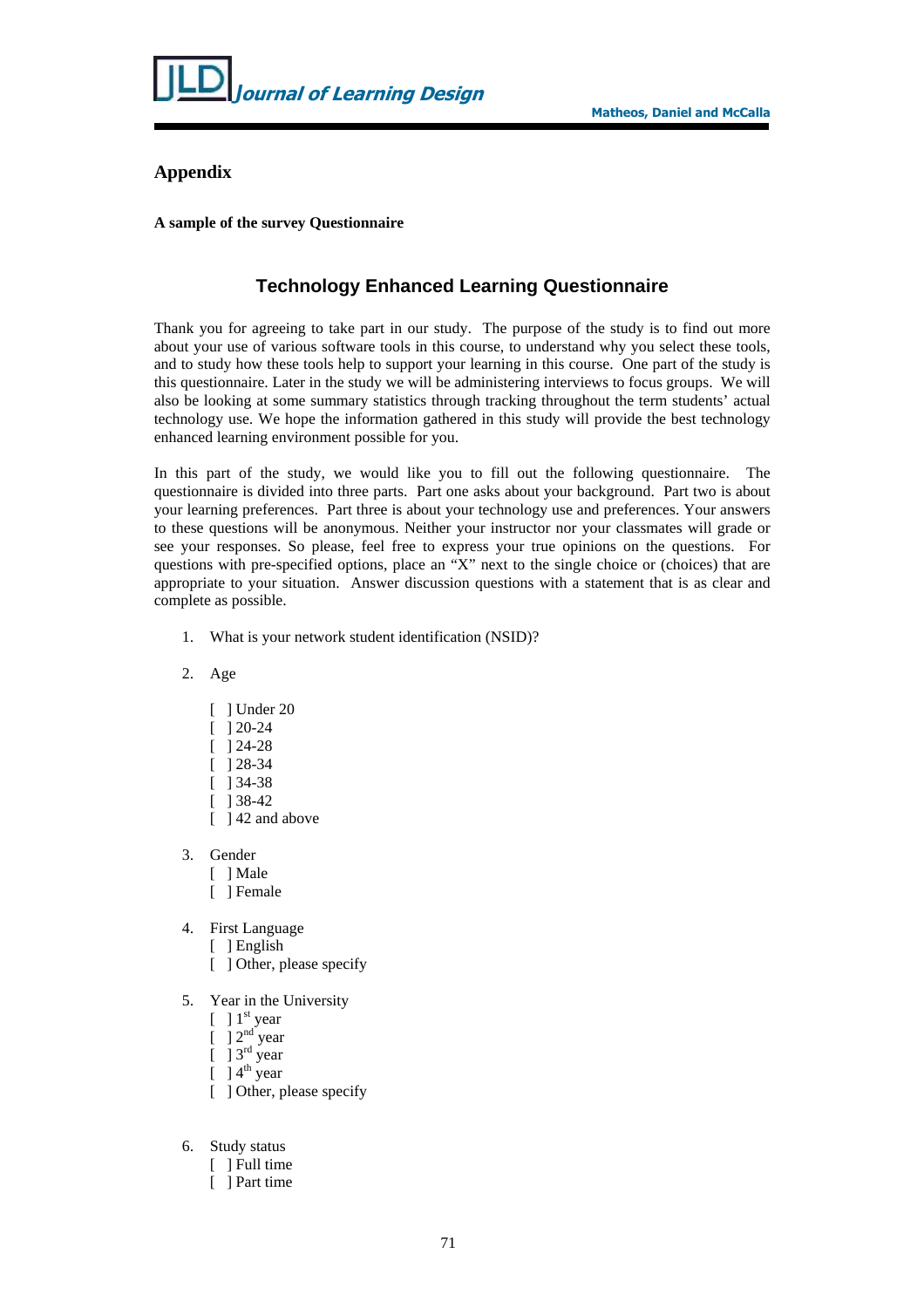## Appendix

**A sample of the survey Questionnaire**

### Technology Enhanced Learning Questionnaire

Thank you for agreeing to take part in our study. The purpose of the study is to find out more about your use of various software tools in this course, to understand why you select these tools, and to study how these tools help to support your learning in this course. One part of the study is this questionnaire. Later in the study we will be administering interviews to focus groups. We will also be looking at some summary statistics through tracking throughout the term students' actual technology use. We hope the information gathered in this study will provide the best technology enhanced learning environment possible for you.

In this part of the study, we would like you to fill out the following questionnaire. The questionnaire is divided into three parts. Part one asks about your background. Part two is about your learning preferences. Part three is about your technology use and preferences. Your answers to these questions will be anonymous. Neither your instructor nor your classmates will grade or see your responses. So please, feel free to express your true opinions on the questions. For questions with pre-specified options, place an "X" next to the single choice or (choices) that are appropriate to your situation. Answer discussion questions with a statement that is as clear and complete as possible.

1. What is your network student identification (NSID)?

2. Age

   [ ] Under 20
   [ ] 20-24
   [ ] 24-28
   [ ] 28-34
   [ ] 34-38
   [ ] 38-42
   [ ] 42 and above

3. Gender
   [ ] Male
   [ ] Female

4. First Language
   [ ] English
   [ ] Other, please specify

5. Year in the University
   [ ] 1st year
   [ ] 2nd year
   [ ] 3rd year
   [ ] 4th year
   [ ] Other, please specify

6. Study status
   [ ] Full time
   [ ] Part time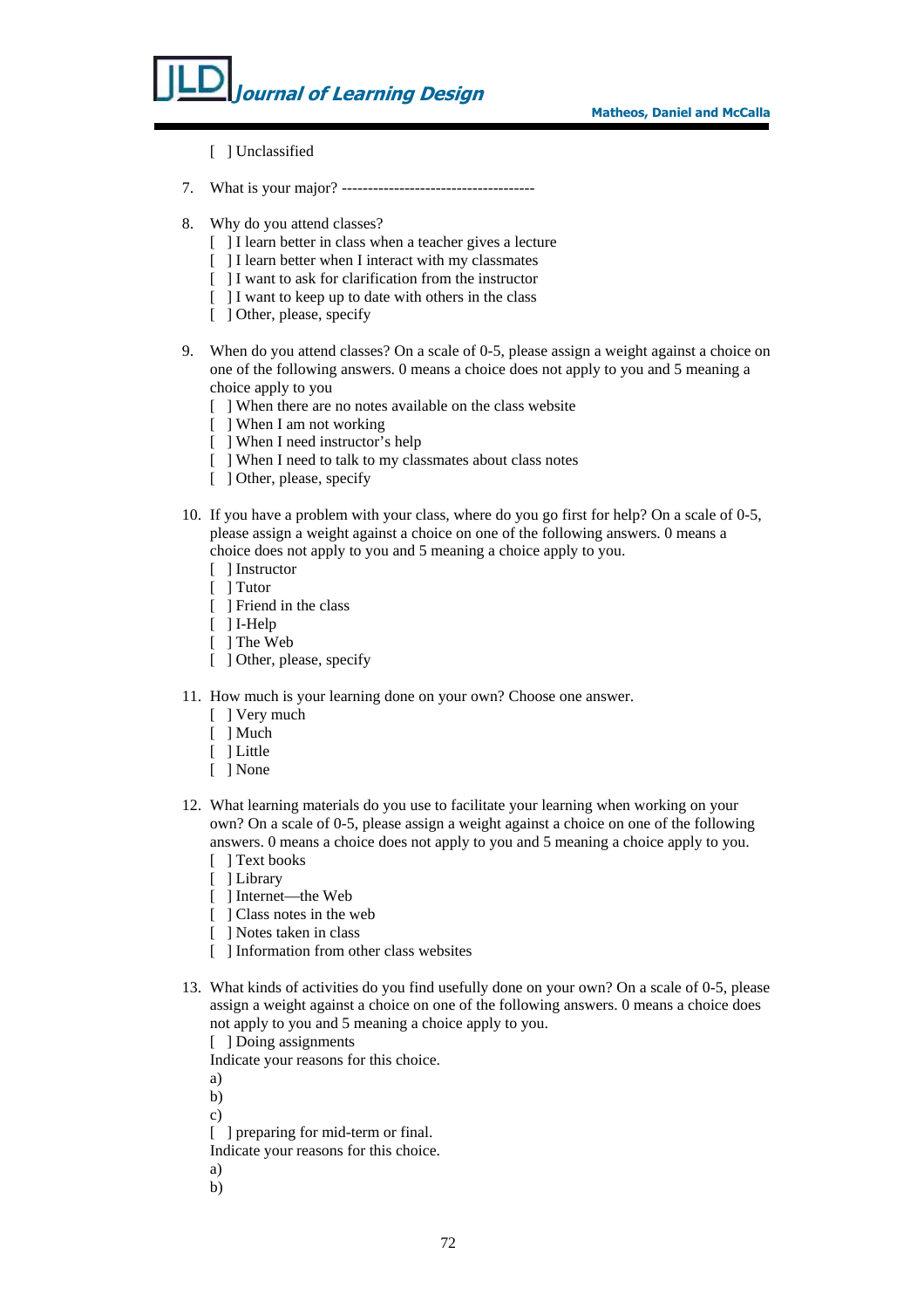[ ] Unclassified

7. What is your major? -------------------------------------

8. Why do you attend classes?
   [ ] I learn better in class when a teacher gives a lecture
   [ ] I learn better when I interact with my classmates
   [ ] I want to ask for clarification from the instructor
   [ ] I want to keep up to date with others in the class
   [ ] Other, please, specify

9. When do you attend classes? On a scale of 0-5, please assign a weight against a choice on one of the following answers. 0 means a choice does not apply to you and 5 meaning a choice apply to you
   [ ] When there are no notes available on the class website
   [ ] When I am not working
   [ ] When I need instructor's help
   [ ] When I need to talk to my classmates about class notes
   [ ] Other, please, specify

10. If you have a problem with your class, where do you go first for help? On a scale of 0-5, please assign a weight against a choice on one of the following answers. 0 means a choice does not apply to you and 5 meaning a choice apply to you.
    [ ] Instructor
    [ ] Tutor
    [ ] Friend in the class
    [ ] I-Help
    [ ] The Web
    [ ] Other, please, specify

11. How much is your learning done on your own? Choose one answer.
    [ ] Very much
    [ ] Much
    [ ] Little
    [ ] None

12. What learning materials do you use to facilitate your learning when working on your own? On a scale of 0-5, please assign a weight against a choice on one of the following answers. 0 means a choice does not apply to you and 5 meaning a choice apply to you.
    [ ] Text books
    [ ] Library
    [ ] Internet—the Web
    [ ] Class notes in the web
    [ ] Notes taken in class
    [ ] Information from other class websites

13. What kinds of activities do you find usefully done on your own? On a scale of 0-5, please assign a weight against a choice on one of the following answers. 0 means a choice does not apply to you and 5 meaning a choice apply to you.
    [ ] Doing assignments
    Indicate your reasons for this choice.
    a)
    b)
    c)
    [ ] preparing for mid-term or final.
    Indicate your reasons for this choice.
    a)
    b)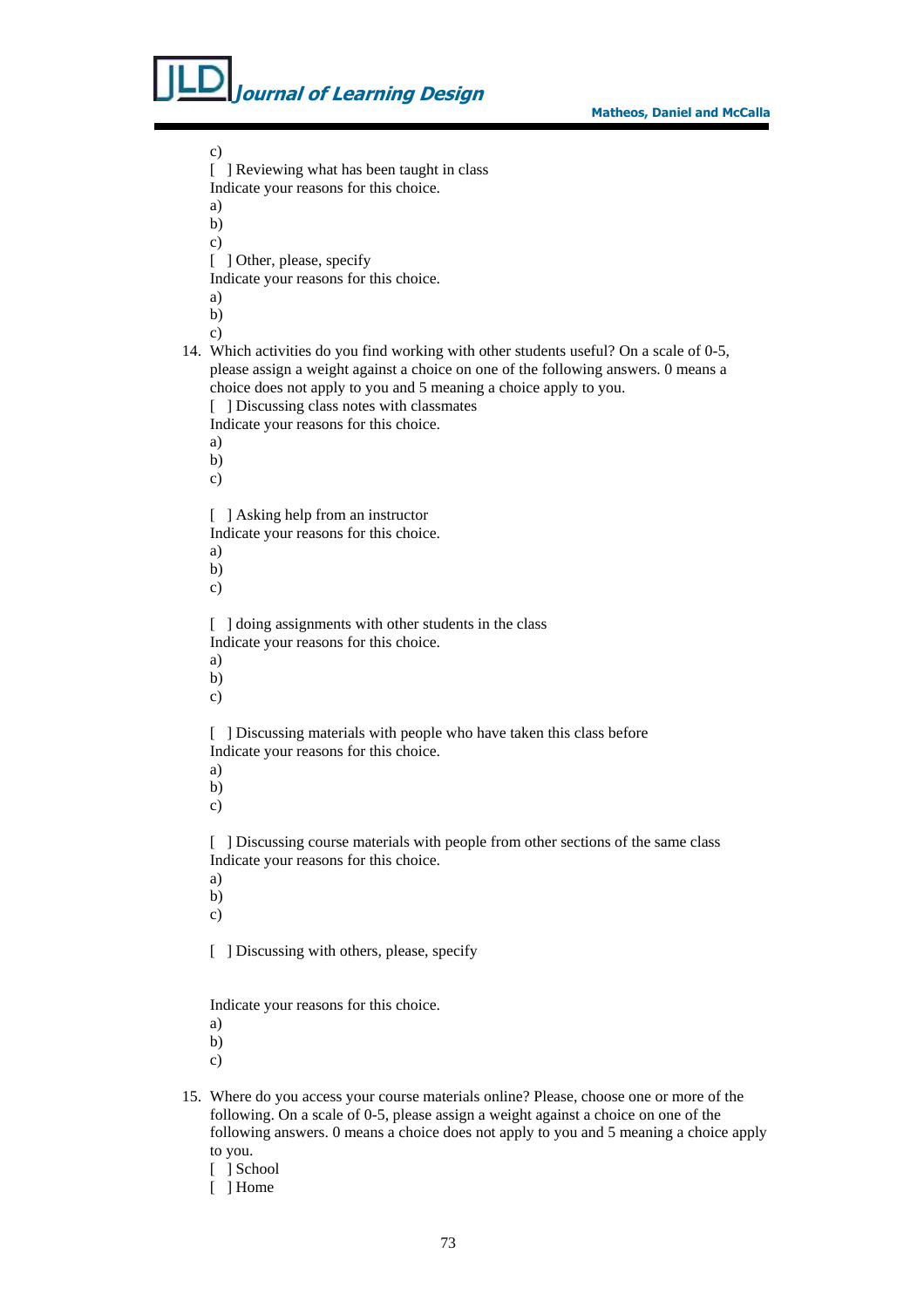c)

[ ] Reviewing what has been taught in class
Indicate your reasons for this choice.
a)
b)
c)

[ ] Other, please, specify
Indicate your reasons for this choice.
a)
b)
c)

14. Which activities do you find working with other students useful? On a scale of 0-5, please assign a weight against a choice on one of the following answers. 0 means a choice does not apply to you and 5 meaning a choice apply to you.

    [ ] Discussing class notes with classmates
    Indicate your reasons for this choice.
    a)
    b)
    c)

    [ ] Asking help from an instructor
    Indicate your reasons for this choice.
    a)
    b)
    c)

    [ ] doing assignments with other students in the class
    Indicate your reasons for this choice.
    a)
    b)
    c)

    [ ] Discussing materials with people who have taken this class before
    Indicate your reasons for this choice.
    a)
    b)
    c)

    [ ] Discussing course materials with people from other sections of the same class
    Indicate your reasons for this choice.
    a)
    b)
    c)

    [ ] Discussing with others, please, specify

    Indicate your reasons for this choice.
    a)
    b)
    c)

15. Where do you access your course materials online? Please, choose one or more of the following. On a scale of 0-5, please assign a weight against a choice on one of the following answers. 0 means a choice does not apply to you and 5 meaning a choice apply to you.

    [ ] School
    [ ] Home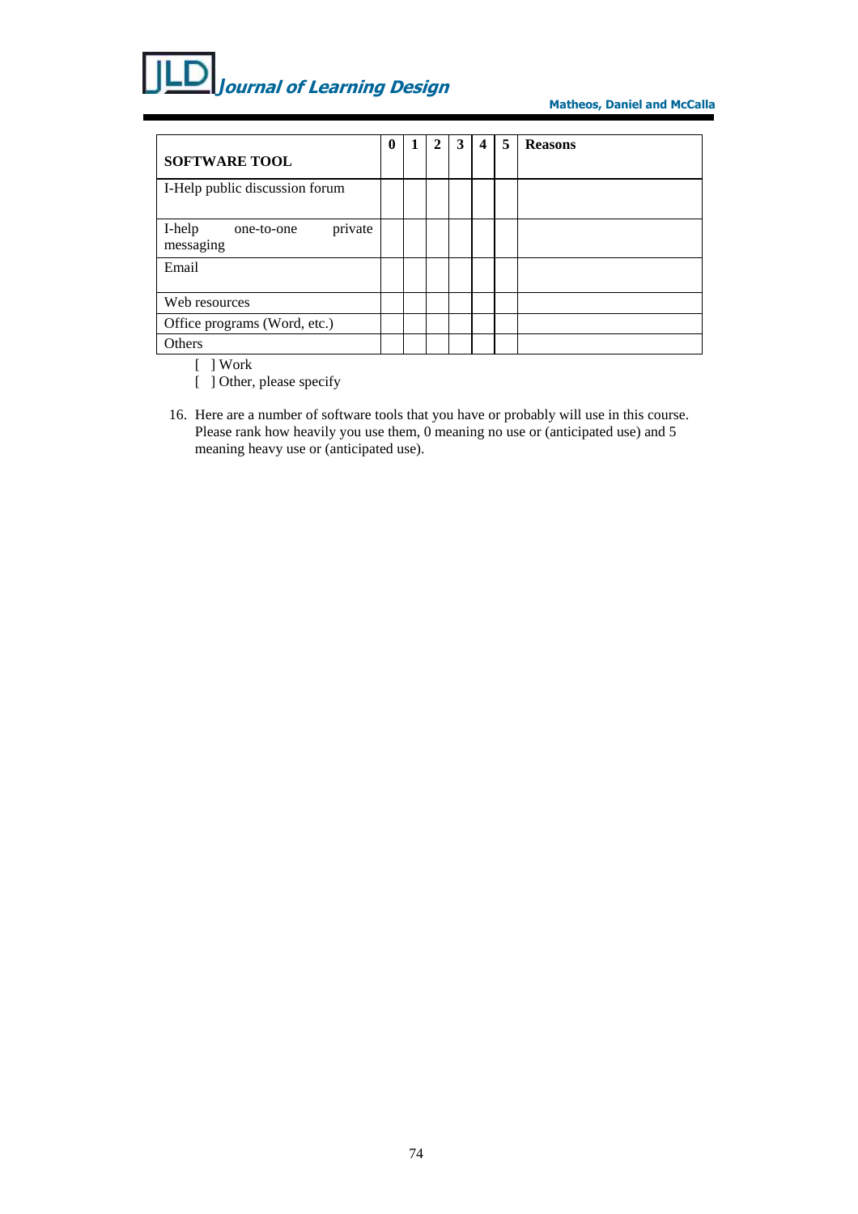| SOFTWARE TOOL | 0 | 1 | 2 | 3 | 4 | 5 | Reasons |
|---|---|---|---|---|---|---|---|
| I-Help public discussion forum | | | | | | | |
| I-help one-to-one private messaging | | | | | | | |
| Email | | | | | | | |
| Web resources | | | | | | | |
| Office programs (Word, etc.) | | | | | | | |
| Others | | | | | | | |

[ ] Work
[ ] Other, please specify

16. Here are a number of software tools that you have or probably will use in this course. Please rank how heavily you use them, 0 meaning no use or (anticipated use) and 5 meaning heavy use or (anticipated use).